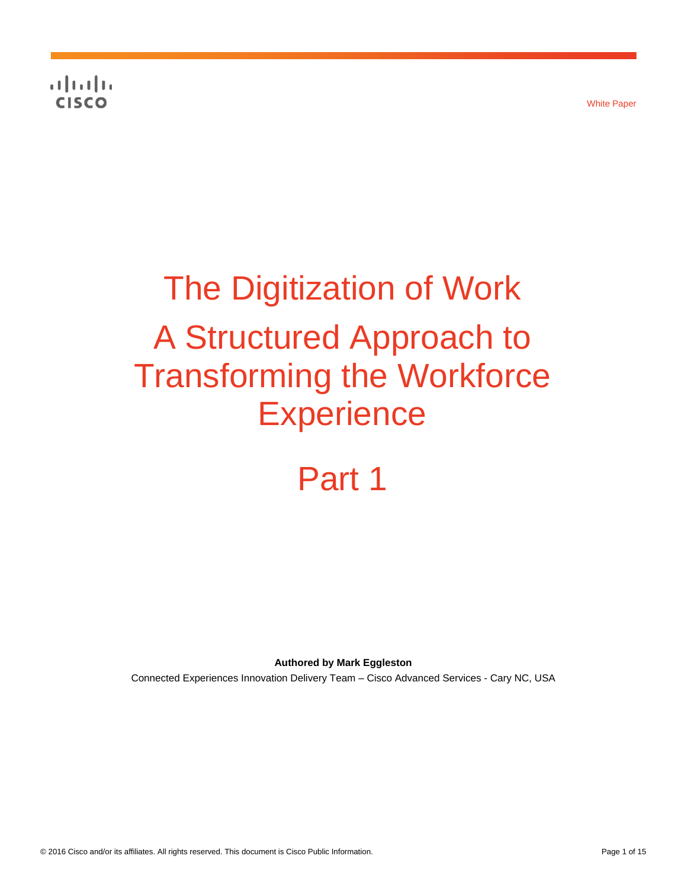White Paper

# The Digitization of Work

# A Structured Approach to Transforming the Workforce Experience

# Part 1

**Authored by Mark Eggleston**

Connected Experiences Innovation Delivery Team – Cisco Advanced Services - Cary NC, USA

© 2016 Cisco and/or its affiliates. All rights reserved. This document is Cisco Public Information.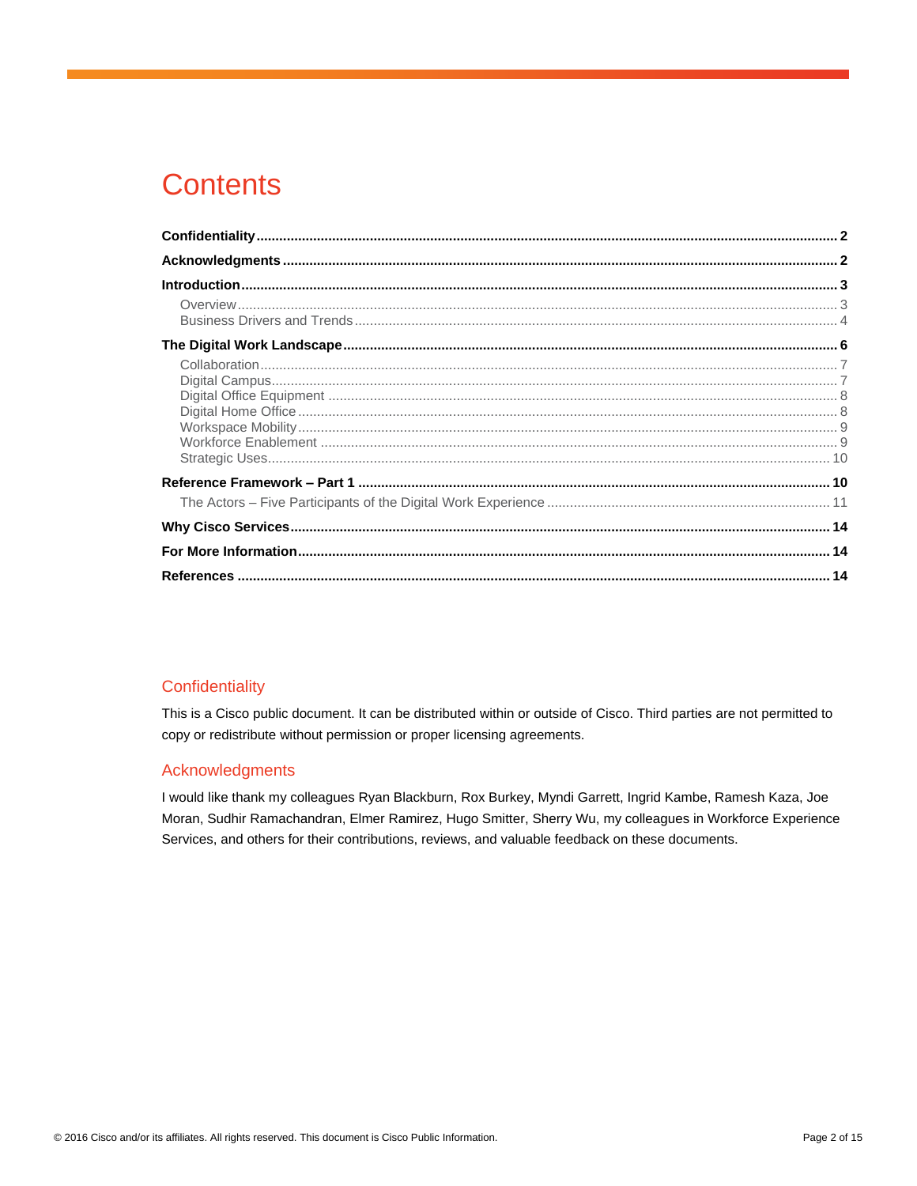# Contents

**Confidentiality** ..... **2**

**Acknowledgments** ..... **2**

**Introduction** ..... **3**

- Overview ..... 3
- Business Drivers and Trends ..... 4

**The Digital Work Landscape** ..... **6**

- Collaboration ..... 7
- Digital Campus ..... 7
- Digital Office Equipment ..... 8
- Digital Home Office ..... 8
- Workspace Mobility ..... 9
- Workforce Enablement ..... 9
- Strategic Uses ..... 10

**Reference Framework – Part 1** ..... **10**

- The Actors – Five Participants of the Digital Work Experience ..... 11

**Why Cisco Services** ..... **14**

**For More Information** ..... **14**

**References** ..... **14**

## Confidentiality

This is a Cisco public document. It can be distributed within or outside of Cisco. Third parties are not permitted to copy or redistribute without permission or proper licensing agreements.

## Acknowledgments

I would like thank my colleagues Ryan Blackburn, Rox Burkey, Myndi Garrett, Ingrid Kambe, Ramesh Kaza, Joe Moran, Sudhir Ramachandran, Elmer Ramirez, Hugo Smitter, Sherry Wu, my colleagues in Workforce Experience Services, and others for their contributions, reviews, and valuable feedback on these documents.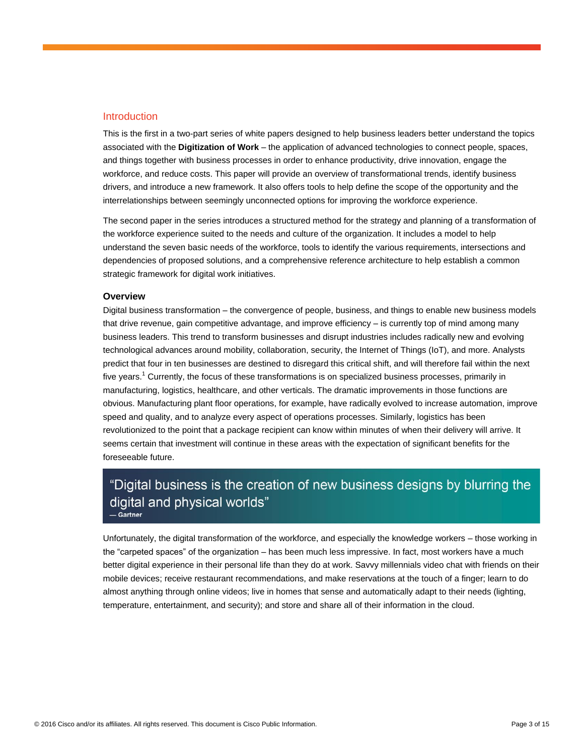## Introduction

This is the first in a two-part series of white papers designed to help business leaders better understand the topics associated with the **Digitization of Work** – the application of advanced technologies to connect people, spaces, and things together with business processes in order to enhance productivity, drive innovation, engage the workforce, and reduce costs. This paper will provide an overview of transformational trends, identify business drivers, and introduce a new framework. It also offers tools to help define the scope of the opportunity and the interrelationships between seemingly unconnected options for improving the workforce experience.

The second paper in the series introduces a structured method for the strategy and planning of a transformation of the workforce experience suited to the needs and culture of the organization. It includes a model to help understand the seven basic needs of the workforce, tools to identify the various requirements, intersections and dependencies of proposed solutions, and a comprehensive reference architecture to help establish a common strategic framework for digital work initiatives.

### Overview

Digital business transformation – the convergence of people, business, and things to enable new business models that drive revenue, gain competitive advantage, and improve efficiency – is currently top of mind among many business leaders. This trend to transform businesses and disrupt industries includes radically new and evolving technological advances around mobility, collaboration, security, the Internet of Things (IoT), and more. Analysts predict that four in ten businesses are destined to disregard this critical shift, and will therefore fail within the next five years.[1] Currently, the focus of these transformations is on specialized business processes, primarily in manufacturing, logistics, healthcare, and other verticals. The dramatic improvements in those functions are obvious. Manufacturing plant floor operations, for example, have radically evolved to increase automation, improve speed and quality, and to analyze every aspect of operations processes. Similarly, logistics has been revolutionized to the point that a package recipient can know within minutes of when their delivery will arrive. It seems certain that investment will continue in these areas with the expectation of significant benefits for the foreseeable future.

> "Digital business is the creation of new business designs by blurring the digital and physical worlds"
> — Gartner

Unfortunately, the digital transformation of the workforce, and especially the knowledge workers – those working in the "carpeted spaces" of the organization – has been much less impressive. In fact, most workers have a much better digital experience in their personal life than they do at work. Savvy millennials video chat with friends on their mobile devices; receive restaurant recommendations, and make reservations at the touch of a finger; learn to do almost anything through online videos; live in homes that sense and automatically adapt to their needs (lighting, temperature, entertainment, and security); and store and share all of their information in the cloud.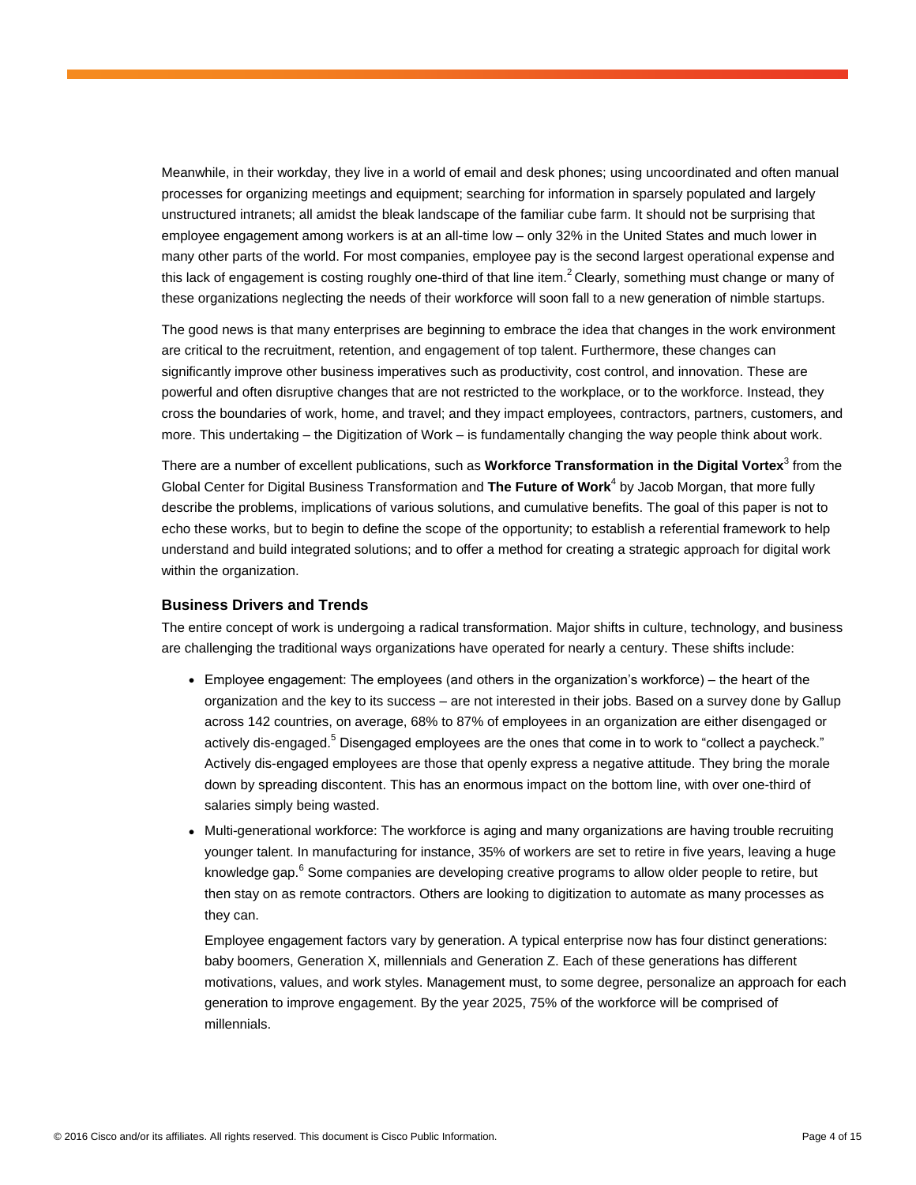Meanwhile, in their workday, they live in a world of email and desk phones; using uncoordinated and often manual processes for organizing meetings and equipment; searching for information in sparsely populated and largely unstructured intranets; all amidst the bleak landscape of the familiar cube farm. It should not be surprising that employee engagement among workers is at an all-time low – only 32% in the United States and much lower in many other parts of the world. For most companies, employee pay is the second largest operational expense and this lack of engagement is costing roughly one-third of that line item.[2] Clearly, something must change or many of these organizations neglecting the needs of their workforce will soon fall to a new generation of nimble startups.

The good news is that many enterprises are beginning to embrace the idea that changes in the work environment are critical to the recruitment, retention, and engagement of top talent. Furthermore, these changes can significantly improve other business imperatives such as productivity, cost control, and innovation. These are powerful and often disruptive changes that are not restricted to the workplace, or to the workforce. Instead, they cross the boundaries of work, home, and travel; and they impact employees, contractors, partners, customers, and more. This undertaking – the Digitization of Work – is fundamentally changing the way people think about work.

There are a number of excellent publications, such as **Workforce Transformation in the Digital Vortex**[3] from the Global Center for Digital Business Transformation and **The Future of Work**[4] by Jacob Morgan, that more fully describe the problems, implications of various solutions, and cumulative benefits. The goal of this paper is not to echo these works, but to begin to define the scope of the opportunity; to establish a referential framework to help understand and build integrated solutions; and to offer a method for creating a strategic approach for digital work within the organization.

### Business Drivers and Trends

The entire concept of work is undergoing a radical transformation. Major shifts in culture, technology, and business are challenging the traditional ways organizations have operated for nearly a century. These shifts include:

- Employee engagement: The employees (and others in the organization's workforce) – the heart of the organization and the key to its success – are not interested in their jobs. Based on a survey done by Gallup across 142 countries, on average, 68% to 87% of employees in an organization are either disengaged or actively dis-engaged.[5] Disengaged employees are the ones that come in to work to "collect a paycheck." Actively dis-engaged employees are those that openly express a negative attitude. They bring the morale down by spreading discontent. This has an enormous impact on the bottom line, with over one-third of salaries simply being wasted.
- Multi-generational workforce: The workforce is aging and many organizations are having trouble recruiting younger talent. In manufacturing for instance, 35% of workers are set to retire in five years, leaving a huge knowledge gap.[6] Some companies are developing creative programs to allow older people to retire, but then stay on as remote contractors. Others are looking to digitization to automate as many processes as they can.

  Employee engagement factors vary by generation. A typical enterprise now has four distinct generations: baby boomers, Generation X, millennials and Generation Z. Each of these generations has different motivations, values, and work styles. Management must, to some degree, personalize an approach for each generation to improve engagement. By the year 2025, 75% of the workforce will be comprised of millennials.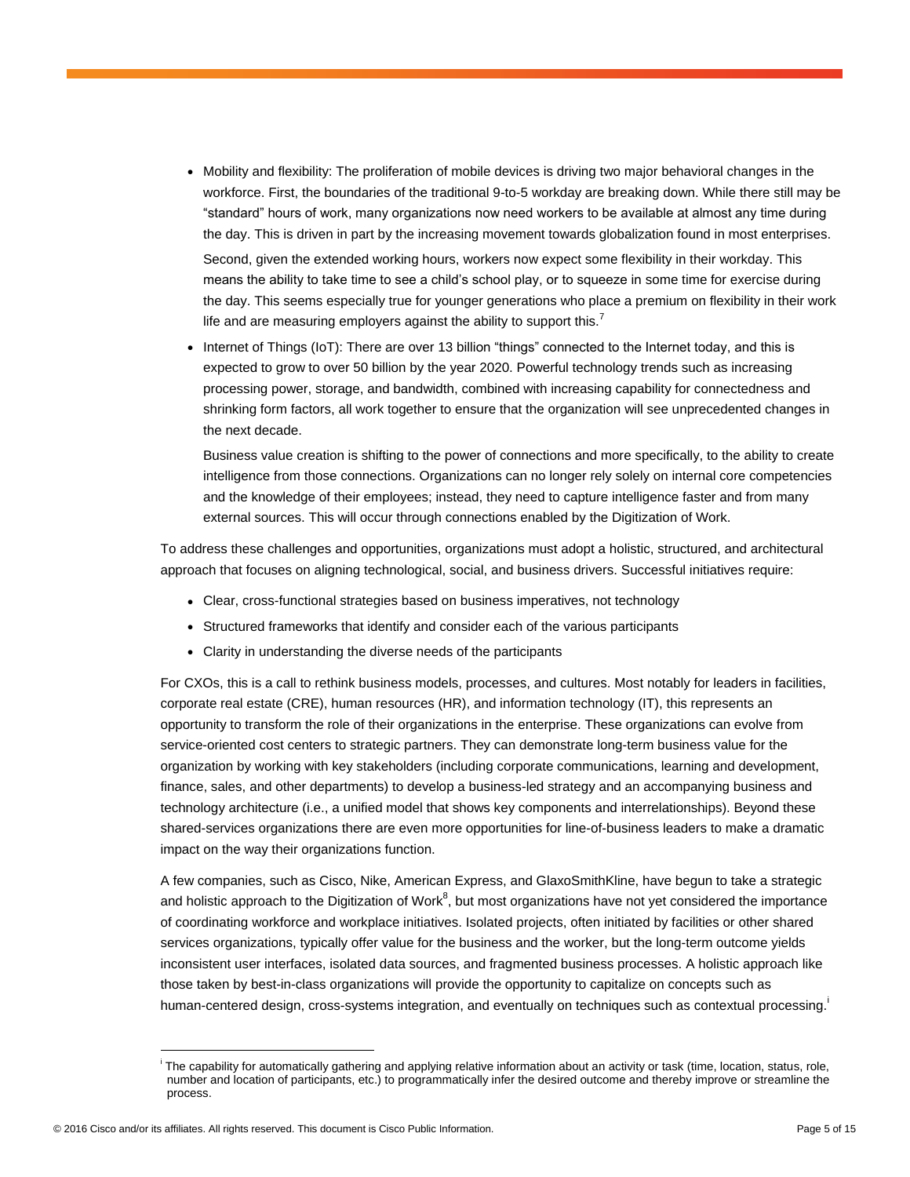- Mobility and flexibility: The proliferation of mobile devices is driving two major behavioral changes in the workforce. First, the boundaries of the traditional 9-to-5 workday are breaking down. While there still may be "standard" hours of work, many organizations now need workers to be available at almost any time during the day. This is driven in part by the increasing movement towards globalization found in most enterprises.

  Second, given the extended working hours, workers now expect some flexibility in their workday. This means the ability to take time to see a child's school play, or to squeeze in some time for exercise during the day. This seems especially true for younger generations who place a premium on flexibility in their work life and are measuring employers against the ability to support this.[7]

- Internet of Things (IoT): There are over 13 billion "things" connected to the Internet today, and this is expected to grow to over 50 billion by the year 2020. Powerful technology trends such as increasing processing power, storage, and bandwidth, combined with increasing capability for connectedness and shrinking form factors, all work together to ensure that the organization will see unprecedented changes in the next decade.

  Business value creation is shifting to the power of connections and more specifically, to the ability to create intelligence from those connections. Organizations can no longer rely solely on internal core competencies and the knowledge of their employees; instead, they need to capture intelligence faster and from many external sources. This will occur through connections enabled by the Digitization of Work.

To address these challenges and opportunities, organizations must adopt a holistic, structured, and architectural approach that focuses on aligning technological, social, and business drivers. Successful initiatives require:

- Clear, cross-functional strategies based on business imperatives, not technology
- Structured frameworks that identify and consider each of the various participants
- Clarity in understanding the diverse needs of the participants

For CXOs, this is a call to rethink business models, processes, and cultures. Most notably for leaders in facilities, corporate real estate (CRE), human resources (HR), and information technology (IT), this represents an opportunity to transform the role of their organizations in the enterprise. These organizations can evolve from service-oriented cost centers to strategic partners. They can demonstrate long-term business value for the organization by working with key stakeholders (including corporate communications, learning and development, finance, sales, and other departments) to develop a business-led strategy and an accompanying business and technology architecture (i.e., a unified model that shows key components and interrelationships). Beyond these shared-services organizations there are even more opportunities for line-of-business leaders to make a dramatic impact on the way their organizations function.

A few companies, such as Cisco, Nike, American Express, and GlaxoSmithKline, have begun to take a strategic and holistic approach to the Digitization of Work[8], but most organizations have not yet considered the importance of coordinating workforce and workplace initiatives. Isolated projects, often initiated by facilities or other shared services organizations, typically offer value for the business and the worker, but the long-term outcome yields inconsistent user interfaces, isolated data sources, and fragmented business processes. A holistic approach like those taken by best-in-class organizations will provide the opportunity to capitalize on concepts such as human-centered design, cross-systems integration, and eventually on techniques such as contextual processing.[i]

[i] The capability for automatically gathering and applying relative information about an activity or task (time, location, status, role, number and location of participants, etc.) to programmatically infer the desired outcome and thereby improve or streamline the process.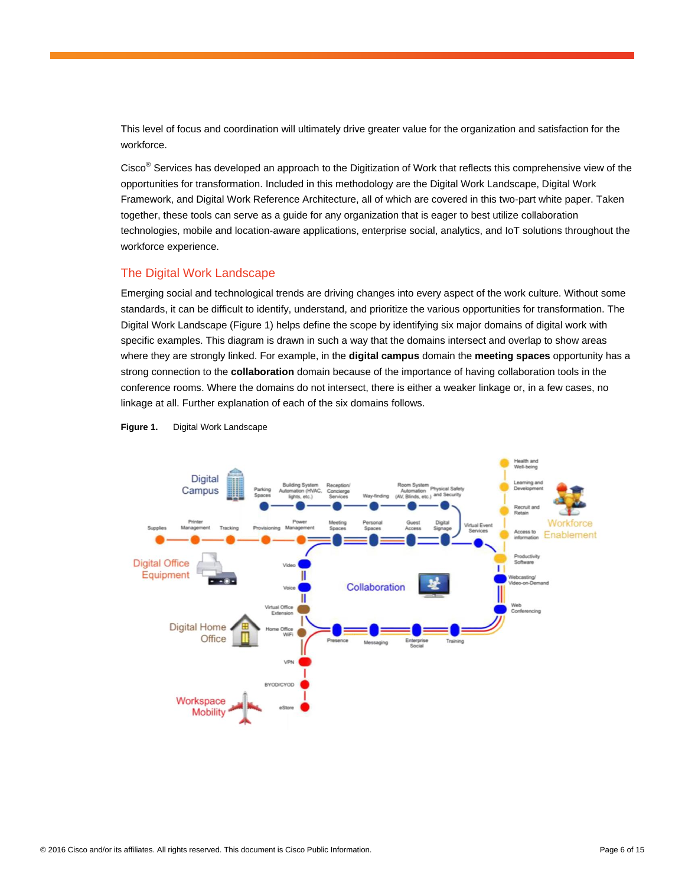This level of focus and coordination will ultimately drive greater value for the organization and satisfaction for the workforce.

Cisco® Services has developed an approach to the Digitization of Work that reflects this comprehensive view of the opportunities for transformation. Included in this methodology are the Digital Work Landscape, Digital Work Framework, and Digital Work Reference Architecture, all of which are covered in this two-part white paper. Taken together, these tools can serve as a guide for any organization that is eager to best utilize collaboration technologies, mobile and location-aware applications, enterprise social, analytics, and IoT solutions throughout the workforce experience.

## The Digital Work Landscape

Emerging social and technological trends are driving changes into every aspect of the work culture. Without some standards, it can be difficult to identify, understand, and prioritize the various opportunities for transformation. The Digital Work Landscape (Figure 1) helps define the scope by identifying six major domains of digital work with specific examples. This diagram is drawn in such a way that the domains intersect and overlap to show areas where they are strongly linked. For example, in the **digital campus** domain the **meeting spaces** opportunity has a strong connection to the **collaboration** domain because of the importance of having collaboration tools in the conference rooms. Where the domains do not intersect, there is either a weaker linkage or, in a few cases, no linkage at all. Further explanation of each of the six domains follows.

**Figure 1.** Digital Work Landscape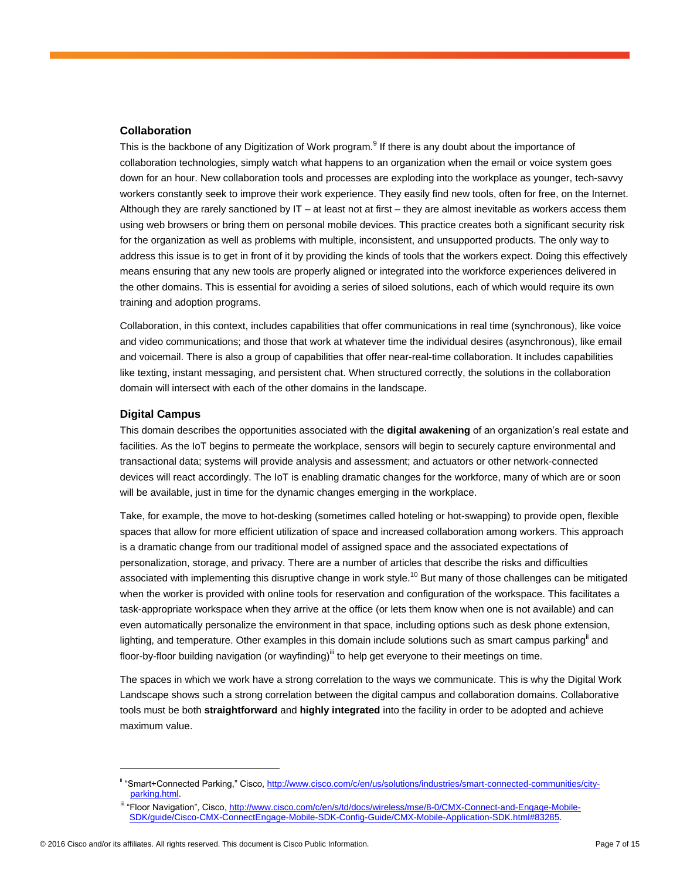## Collaboration

This is the backbone of any Digitization of Work program.[9] If there is any doubt about the importance of collaboration technologies, simply watch what happens to an organization when the email or voice system goes down for an hour. New collaboration tools and processes are exploding into the workplace as younger, tech-savvy workers constantly seek to improve their work experience. They easily find new tools, often for free, on the Internet. Although they are rarely sanctioned by IT – at least not at first – they are almost inevitable as workers access them using web browsers or bring them on personal mobile devices. This practice creates both a significant security risk for the organization as well as problems with multiple, inconsistent, and unsupported products. The only way to address this issue is to get in front of it by providing the kinds of tools that the workers expect. Doing this effectively means ensuring that any new tools are properly aligned or integrated into the workforce experiences delivered in the other domains. This is essential for avoiding a series of siloed solutions, each of which would require its own training and adoption programs.

Collaboration, in this context, includes capabilities that offer communications in real time (synchronous), like voice and video communications; and those that work at whatever time the individual desires (asynchronous), like email and voicemail. There is also a group of capabilities that offer near-real-time collaboration. It includes capabilities like texting, instant messaging, and persistent chat. When structured correctly, the solutions in the collaboration domain will intersect with each of the other domains in the landscape.

## Digital Campus

This domain describes the opportunities associated with the **digital awakening** of an organization's real estate and facilities. As the IoT begins to permeate the workplace, sensors will begin to securely capture environmental and transactional data; systems will provide analysis and assessment; and actuators or other network-connected devices will react accordingly. The IoT is enabling dramatic changes for the workforce, many of which are or soon will be available, just in time for the dynamic changes emerging in the workplace.

Take, for example, the move to hot-desking (sometimes called hoteling or hot-swapping) to provide open, flexible spaces that allow for more efficient utilization of space and increased collaboration among workers. This approach is a dramatic change from our traditional model of assigned space and the associated expectations of personalization, storage, and privacy. There are a number of articles that describe the risks and difficulties associated with implementing this disruptive change in work style.[10] But many of those challenges can be mitigated when the worker is provided with online tools for reservation and configuration of the workspace. This facilitates a task-appropriate workspace when they arrive at the office (or lets them know when one is not available) and can even automatically personalize the environment in that space, including options such as desk phone extension, lighting, and temperature. Other examples in this domain include solutions such as smart campus parking[ii] and floor-by-floor building navigation (or wayfinding)[iii] to help get everyone to their meetings on time.

The spaces in which we work have a strong correlation to the ways we communicate. This is why the Digital Work Landscape shows such a strong correlation between the digital campus and collaboration domains. Collaborative tools must be both **straightforward** and **highly integrated** into the facility in order to be adopted and achieve maximum value.

---

[ii] "Smart+Connected Parking," Cisco, http://www.cisco.com/c/en/us/solutions/industries/smart-connected-communities/city-parking.html.

[iii] "Floor Navigation", Cisco, http://www.cisco.com/c/en/s/td/docs/wireless/mse/8-0/CMX-Connect-and-Engage-Mobile-SDK/guide/Cisco-CMX-ConnectEngage-Mobile-SDK-Config-Guide/CMX-Mobile-Application-SDK.html#83285.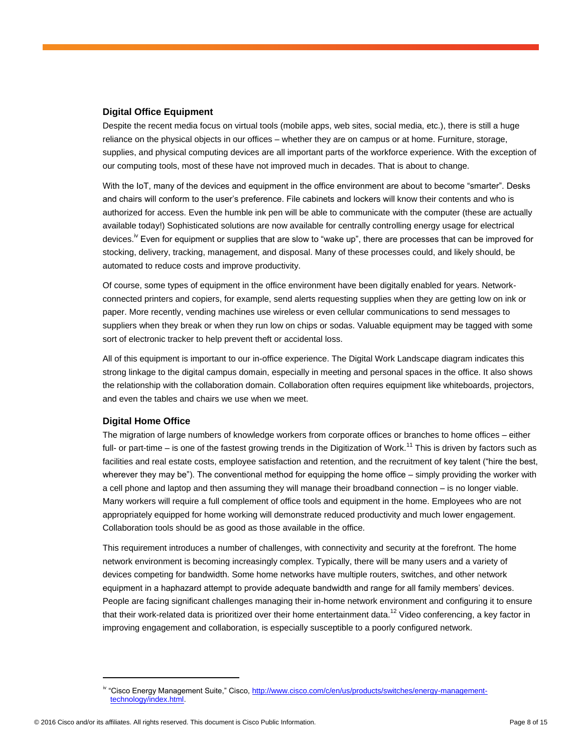### Digital Office Equipment

Despite the recent media focus on virtual tools (mobile apps, web sites, social media, etc.), there is still a huge reliance on the physical objects in our offices – whether they are on campus or at home. Furniture, storage, supplies, and physical computing devices are all important parts of the workforce experience. With the exception of our computing tools, most of these have not improved much in decades. That is about to change.

With the IoT, many of the devices and equipment in the office environment are about to become "smarter". Desks and chairs will conform to the user's preference. File cabinets and lockers will know their contents and who is authorized for access. Even the humble ink pen will be able to communicate with the computer (these are actually available today!) Sophisticated solutions are now available for centrally controlling energy usage for electrical devices.[iv] Even for equipment or supplies that are slow to "wake up", there are processes that can be improved for stocking, delivery, tracking, management, and disposal. Many of these processes could, and likely should, be automated to reduce costs and improve productivity.

Of course, some types of equipment in the office environment have been digitally enabled for years. Network-connected printers and copiers, for example, send alerts requesting supplies when they are getting low on ink or paper. More recently, vending machines use wireless or even cellular communications to send messages to suppliers when they break or when they run low on chips or sodas. Valuable equipment may be tagged with some sort of electronic tracker to help prevent theft or accidental loss.

All of this equipment is important to our in-office experience. The Digital Work Landscape diagram indicates this strong linkage to the digital campus domain, especially in meeting and personal spaces in the office. It also shows the relationship with the collaboration domain. Collaboration often requires equipment like whiteboards, projectors, and even the tables and chairs we use when we meet.

### Digital Home Office

The migration of large numbers of knowledge workers from corporate offices or branches to home offices – either full- or part-time – is one of the fastest growing trends in the Digitization of Work.[11] This is driven by factors such as facilities and real estate costs, employee satisfaction and retention, and the recruitment of key talent ("hire the best, wherever they may be"). The conventional method for equipping the home office – simply providing the worker with a cell phone and laptop and then assuming they will manage their broadband connection – is no longer viable. Many workers will require a full complement of office tools and equipment in the home. Employees who are not appropriately equipped for home working will demonstrate reduced productivity and much lower engagement. Collaboration tools should be as good as those available in the office.

This requirement introduces a number of challenges, with connectivity and security at the forefront. The home network environment is becoming increasingly complex. Typically, there will be many users and a variety of devices competing for bandwidth. Some home networks have multiple routers, switches, and other network equipment in a haphazard attempt to provide adequate bandwidth and range for all family members' devices. People are facing significant challenges managing their in-home network environment and configuring it to ensure that their work-related data is prioritized over their home entertainment data.[12] Video conferencing, a key factor in improving engagement and collaboration, is especially susceptible to a poorly configured network.

---

[iv] "Cisco Energy Management Suite," Cisco, http://www.cisco.com/c/en/us/products/switches/energy-management-technology/index.html.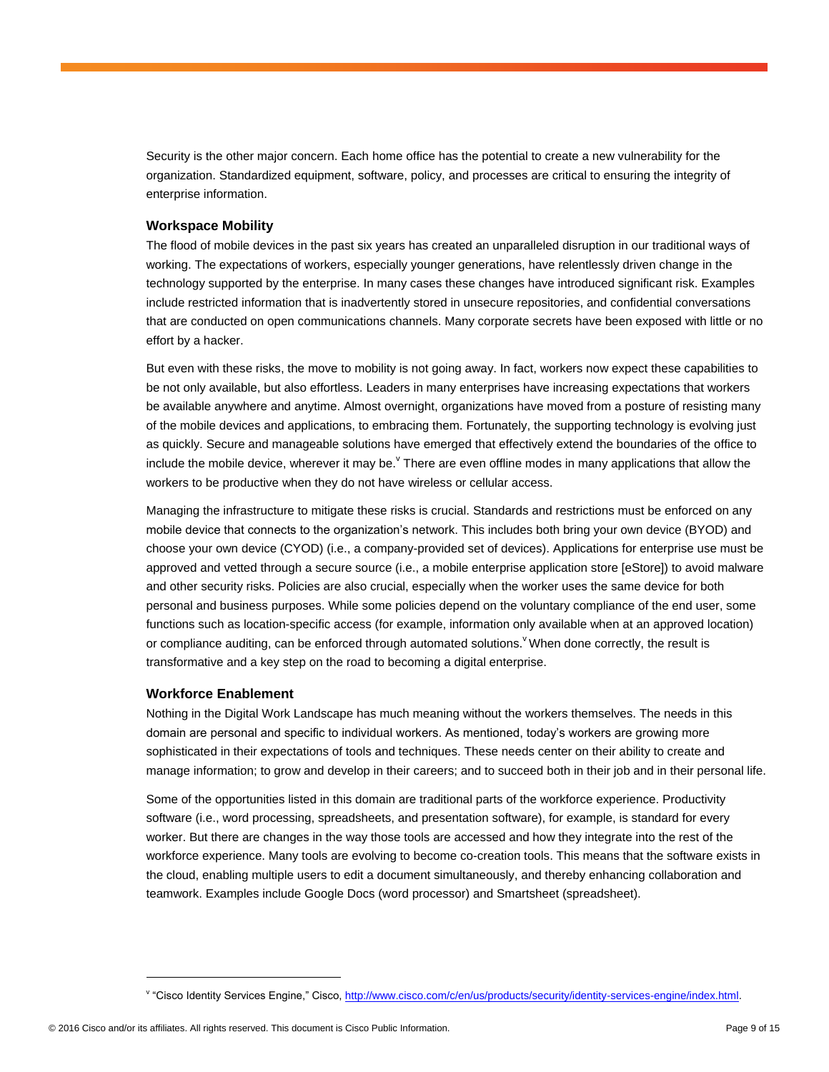Security is the other major concern. Each home office has the potential to create a new vulnerability for the organization. Standardized equipment, software, policy, and processes are critical to ensuring the integrity of enterprise information.

### Workspace Mobility

The flood of mobile devices in the past six years has created an unparalleled disruption in our traditional ways of working. The expectations of workers, especially younger generations, have relentlessly driven change in the technology supported by the enterprise. In many cases these changes have introduced significant risk. Examples include restricted information that is inadvertently stored in unsecure repositories, and confidential conversations that are conducted on open communications channels. Many corporate secrets have been exposed with little or no effort by a hacker.

But even with these risks, the move to mobility is not going away. In fact, workers now expect these capabilities to be not only available, but also effortless. Leaders in many enterprises have increasing expectations that workers be available anywhere and anytime. Almost overnight, organizations have moved from a posture of resisting many of the mobile devices and applications, to embracing them. Fortunately, the supporting technology is evolving just as quickly. Secure and manageable solutions have emerged that effectively extend the boundaries of the office to include the mobile device, wherever it may be.[v] There are even offline modes in many applications that allow the workers to be productive when they do not have wireless or cellular access.

Managing the infrastructure to mitigate these risks is crucial. Standards and restrictions must be enforced on any mobile device that connects to the organization's network. This includes both bring your own device (BYOD) and choose your own device (CYOD) (i.e., a company-provided set of devices). Applications for enterprise use must be approved and vetted through a secure source (i.e., a mobile enterprise application store [eStore]) to avoid malware and other security risks. Policies are also crucial, especially when the worker uses the same device for both personal and business purposes. While some policies depend on the voluntary compliance of the end user, some functions such as location-specific access (for example, information only available when at an approved location) or compliance auditing, can be enforced through automated solutions.[v] When done correctly, the result is transformative and a key step on the road to becoming a digital enterprise.

### Workforce Enablement

Nothing in the Digital Work Landscape has much meaning without the workers themselves. The needs in this domain are personal and specific to individual workers. As mentioned, today's workers are growing more sophisticated in their expectations of tools and techniques. These needs center on their ability to create and manage information; to grow and develop in their careers; and to succeed both in their job and in their personal life.

Some of the opportunities listed in this domain are traditional parts of the workforce experience. Productivity software (i.e., word processing, spreadsheets, and presentation software), for example, is standard for every worker. But there are changes in the way those tools are accessed and how they integrate into the rest of the workforce experience. Many tools are evolving to become co-creation tools. This means that the software exists in the cloud, enabling multiple users to edit a document simultaneously, and thereby enhancing collaboration and teamwork. Examples include Google Docs (word processor) and Smartsheet (spreadsheet).

---

[v] "Cisco Identity Services Engine," Cisco, http://www.cisco.com/c/en/us/products/security/identity-services-engine/index.html.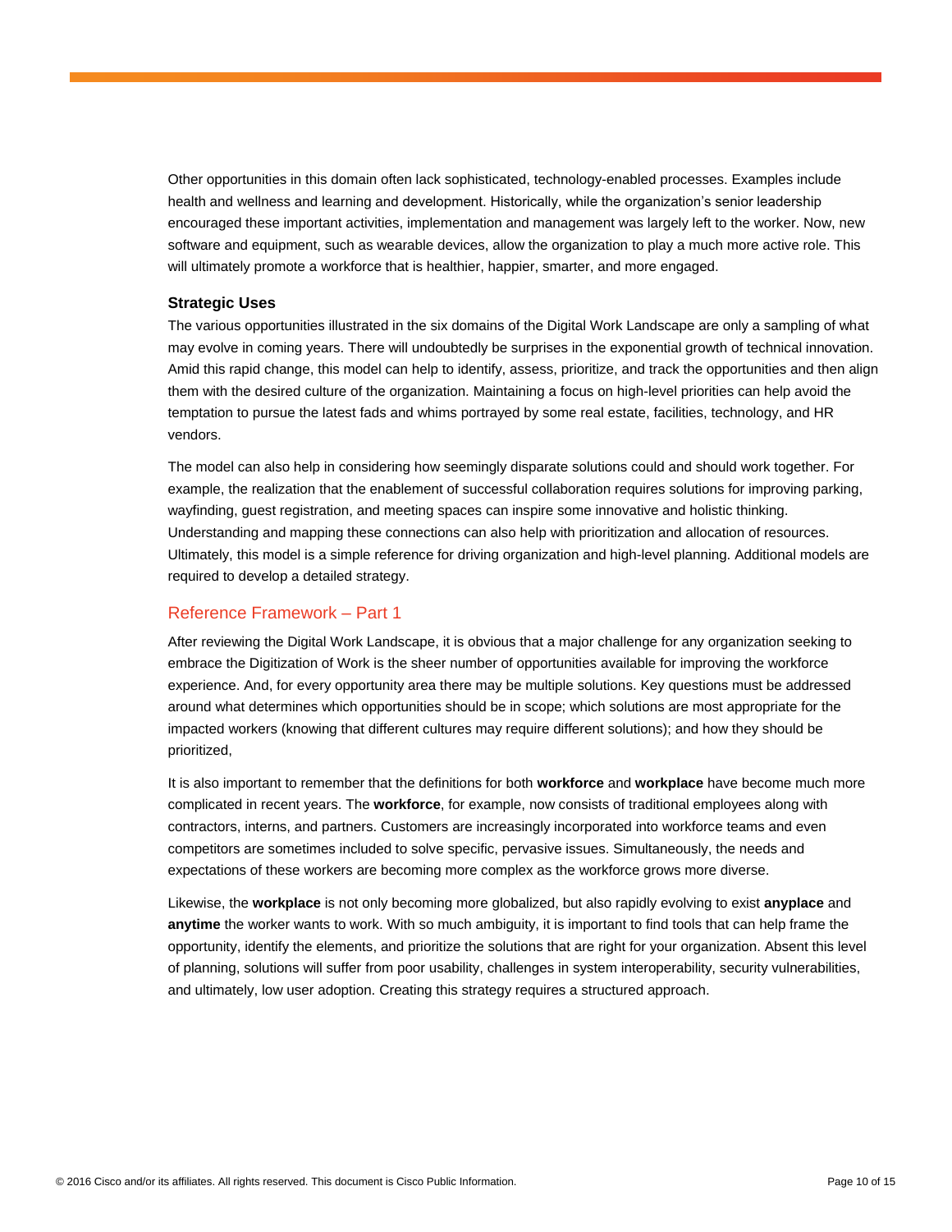Other opportunities in this domain often lack sophisticated, technology-enabled processes. Examples include health and wellness and learning and development. Historically, while the organization's senior leadership encouraged these important activities, implementation and management was largely left to the worker. Now, new software and equipment, such as wearable devices, allow the organization to play a much more active role. This will ultimately promote a workforce that is healthier, happier, smarter, and more engaged.

### Strategic Uses

The various opportunities illustrated in the six domains of the Digital Work Landscape are only a sampling of what may evolve in coming years. There will undoubtedly be surprises in the exponential growth of technical innovation. Amid this rapid change, this model can help to identify, assess, prioritize, and track the opportunities and then align them with the desired culture of the organization. Maintaining a focus on high-level priorities can help avoid the temptation to pursue the latest fads and whims portrayed by some real estate, facilities, technology, and HR vendors.

The model can also help in considering how seemingly disparate solutions could and should work together. For example, the realization that the enablement of successful collaboration requires solutions for improving parking, wayfinding, guest registration, and meeting spaces can inspire some innovative and holistic thinking. Understanding and mapping these connections can also help with prioritization and allocation of resources. Ultimately, this model is a simple reference for driving organization and high-level planning. Additional models are required to develop a detailed strategy.

## Reference Framework – Part 1

After reviewing the Digital Work Landscape, it is obvious that a major challenge for any organization seeking to embrace the Digitization of Work is the sheer number of opportunities available for improving the workforce experience. And, for every opportunity area there may be multiple solutions. Key questions must be addressed around what determines which opportunities should be in scope; which solutions are most appropriate for the impacted workers (knowing that different cultures may require different solutions); and how they should be prioritized,

It is also important to remember that the definitions for both **workforce** and **workplace** have become much more complicated in recent years. The **workforce**, for example, now consists of traditional employees along with contractors, interns, and partners. Customers are increasingly incorporated into workforce teams and even competitors are sometimes included to solve specific, pervasive issues. Simultaneously, the needs and expectations of these workers are becoming more complex as the workforce grows more diverse.

Likewise, the **workplace** is not only becoming more globalized, but also rapidly evolving to exist **anyplace** and **anytime** the worker wants to work. With so much ambiguity, it is important to find tools that can help frame the opportunity, identify the elements, and prioritize the solutions that are right for your organization. Absent this level of planning, solutions will suffer from poor usability, challenges in system interoperability, security vulnerabilities, and ultimately, low user adoption. Creating this strategy requires a structured approach.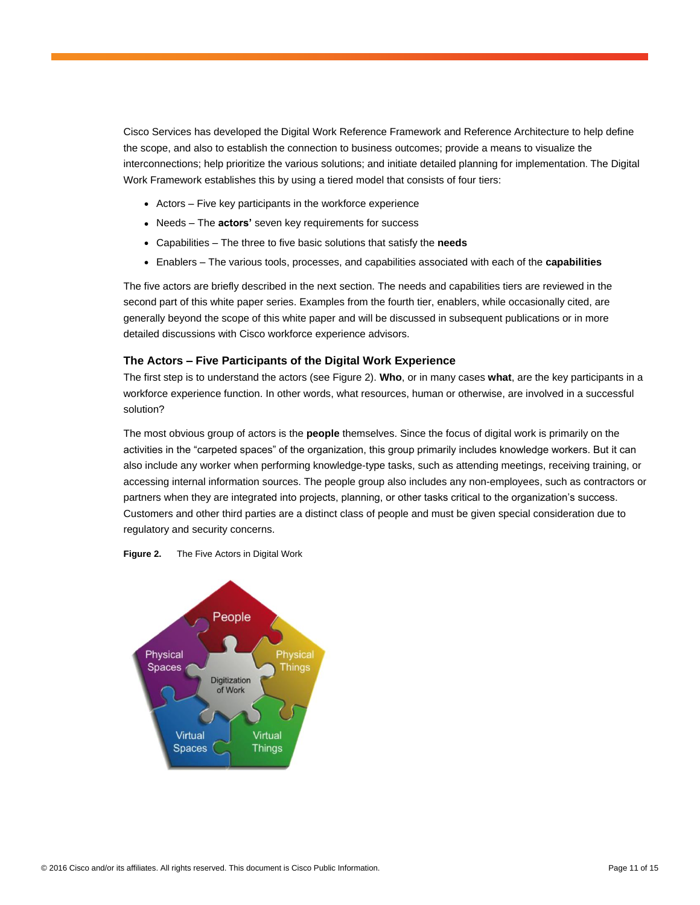Cisco Services has developed the Digital Work Reference Framework and Reference Architecture to help define the scope, and also to establish the connection to business outcomes; provide a means to visualize the interconnections; help prioritize the various solutions; and initiate detailed planning for implementation. The Digital Work Framework establishes this by using a tiered model that consists of four tiers:

- Actors – Five key participants in the workforce experience
- Needs – The **actors'** seven key requirements for success
- Capabilities – The three to five basic solutions that satisfy the **needs**
- Enablers – The various tools, processes, and capabilities associated with each of the **capabilities**

The five actors are briefly described in the next section. The needs and capabilities tiers are reviewed in the second part of this white paper series. Examples from the fourth tier, enablers, while occasionally cited, are generally beyond the scope of this white paper and will be discussed in subsequent publications or in more detailed discussions with Cisco workforce experience advisors.

### The Actors – Five Participants of the Digital Work Experience

The first step is to understand the actors (see Figure 2). **Who**, or in many cases **what**, are the key participants in a workforce experience function. In other words, what resources, human or otherwise, are involved in a successful solution?

The most obvious group of actors is the **people** themselves. Since the focus of digital work is primarily on the activities in the "carpeted spaces" of the organization, this group primarily includes knowledge workers. But it can also include any worker when performing knowledge-type tasks, such as attending meetings, receiving training, or accessing internal information sources. The people group also includes any non-employees, such as contractors or partners when they are integrated into projects, planning, or other tasks critical to the organization's success. Customers and other third parties are a distinct class of people and must be given special consideration due to regulatory and security concerns.

**Figure 2.** The Five Actors in Digital Work

People
Physical Spaces
Physical Things
Digitization of Work
Virtual Spaces
Virtual Things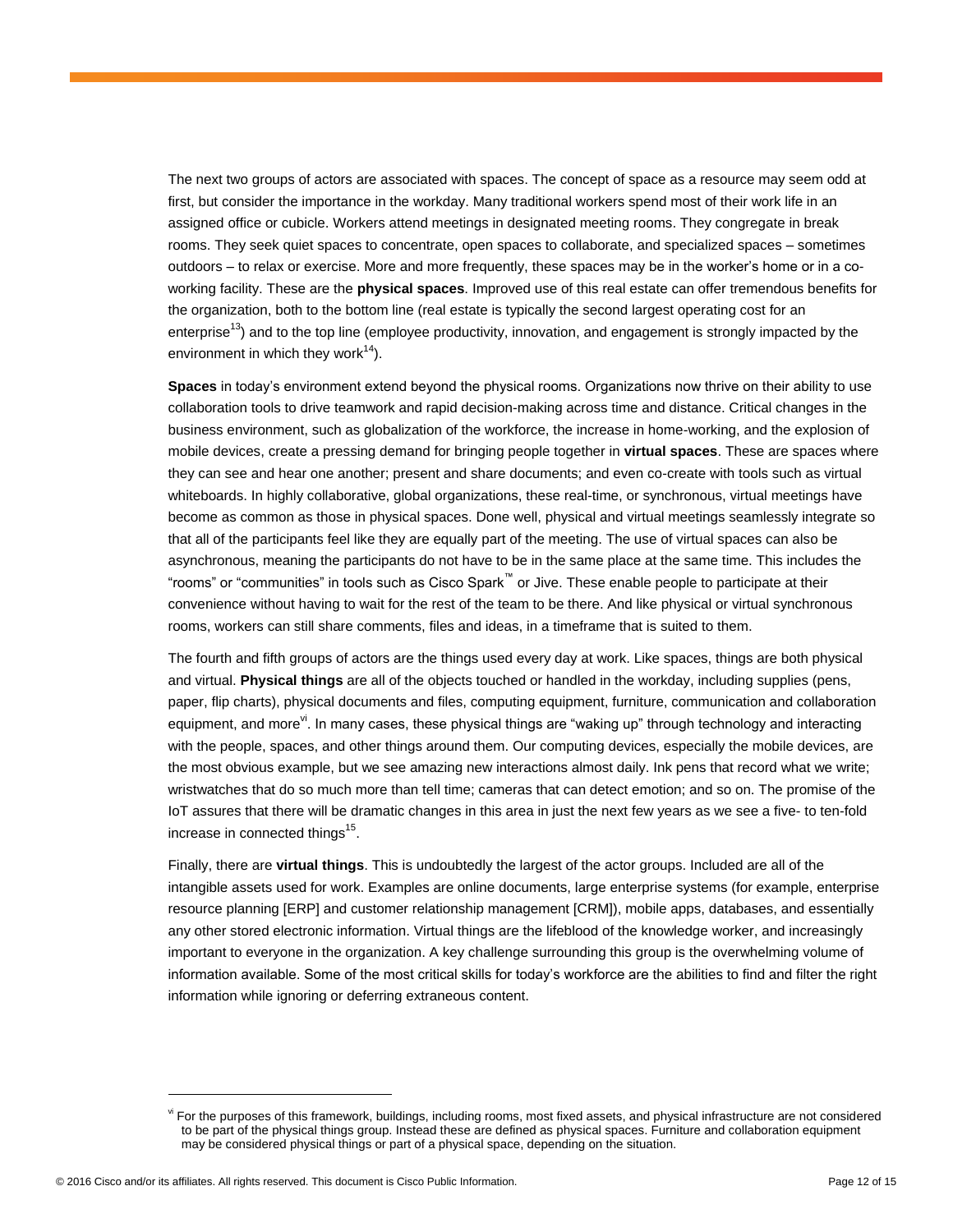The next two groups of actors are associated with spaces. The concept of space as a resource may seem odd at first, but consider the importance in the workday. Many traditional workers spend most of their work life in an assigned office or cubicle. Workers attend meetings in designated meeting rooms. They congregate in break rooms. They seek quiet spaces to concentrate, open spaces to collaborate, and specialized spaces – sometimes outdoors – to relax or exercise. More and more frequently, these spaces may be in the worker's home or in a co-working facility. These are the **physical spaces**. Improved use of this real estate can offer tremendous benefits for the organization, both to the bottom line (real estate is typically the second largest operating cost for an enterprise[13]) and to the top line (employee productivity, innovation, and engagement is strongly impacted by the environment in which they work[14]).

**Spaces** in today's environment extend beyond the physical rooms. Organizations now thrive on their ability to use collaboration tools to drive teamwork and rapid decision-making across time and distance. Critical changes in the business environment, such as globalization of the workforce, the increase in home-working, and the explosion of mobile devices, create a pressing demand for bringing people together in **virtual spaces**. These are spaces where they can see and hear one another; present and share documents; and even co-create with tools such as virtual whiteboards. In highly collaborative, global organizations, these real-time, or synchronous, virtual meetings have become as common as those in physical spaces. Done well, physical and virtual meetings seamlessly integrate so that all of the participants feel like they are equally part of the meeting. The use of virtual spaces can also be asynchronous, meaning the participants do not have to be in the same place at the same time. This includes the "rooms" or "communities" in tools such as Cisco Spark™ or Jive. These enable people to participate at their convenience without having to wait for the rest of the team to be there. And like physical or virtual synchronous rooms, workers can still share comments, files and ideas, in a timeframe that is suited to them.

The fourth and fifth groups of actors are the things used every day at work. Like spaces, things are both physical and virtual. **Physical things** are all of the objects touched or handled in the workday, including supplies (pens, paper, flip charts), physical documents and files, computing equipment, furniture, communication and collaboration equipment, and more[vi]. In many cases, these physical things are "waking up" through technology and interacting with the people, spaces, and other things around them. Our computing devices, especially the mobile devices, are the most obvious example, but we see amazing new interactions almost daily. Ink pens that record what we write; wristwatches that do so much more than tell time; cameras that can detect emotion; and so on. The promise of the IoT assures that there will be dramatic changes in this area in just the next few years as we see a five- to ten-fold increase in connected things[15].

Finally, there are **virtual things**. This is undoubtedly the largest of the actor groups. Included are all of the intangible assets used for work. Examples are online documents, large enterprise systems (for example, enterprise resource planning [ERP] and customer relationship management [CRM]), mobile apps, databases, and essentially any other stored electronic information. Virtual things are the lifeblood of the knowledge worker, and increasingly important to everyone in the organization. A key challenge surrounding this group is the overwhelming volume of information available. Some of the most critical skills for today's workforce are the abilities to find and filter the right information while ignoring or deferring extraneous content.

---

[vi] For the purposes of this framework, buildings, including rooms, most fixed assets, and physical infrastructure are not considered to be part of the physical things group. Instead these are defined as physical spaces. Furniture and collaboration equipment may be considered physical things or part of a physical space, depending on the situation.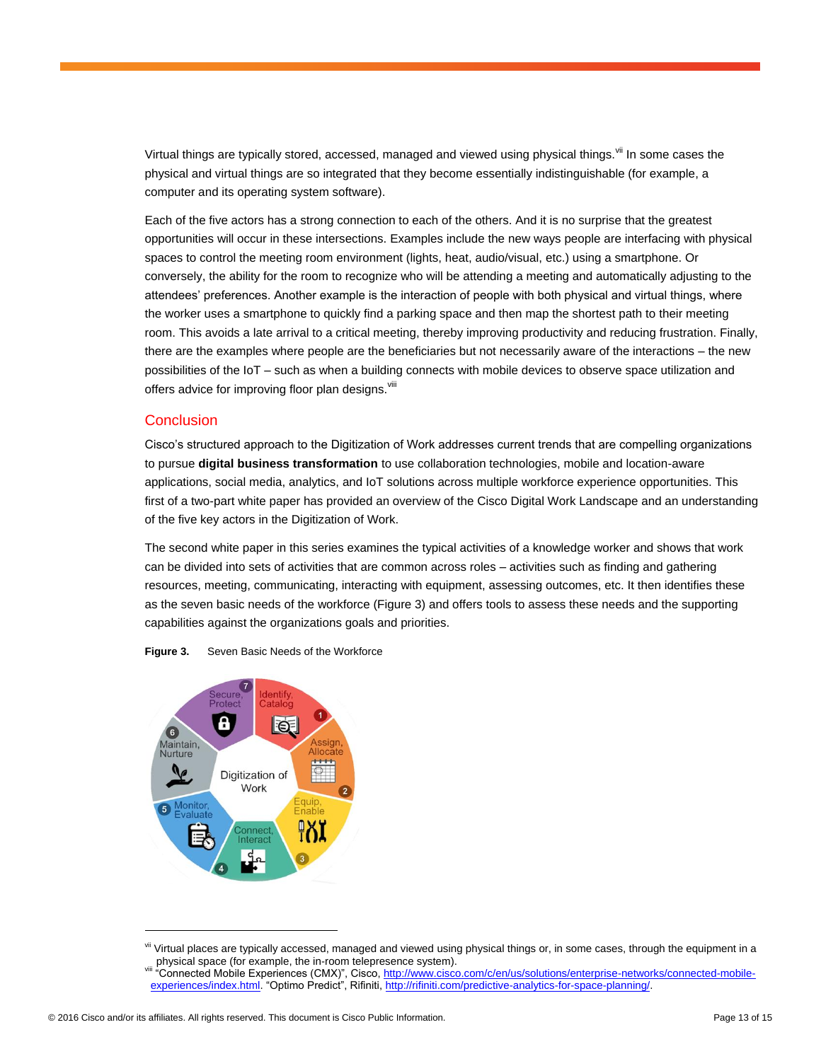Virtual things are typically stored, accessed, managed and viewed using physical things.[vii] In some cases the physical and virtual things are so integrated that they become essentially indistinguishable (for example, a computer and its operating system software).

Each of the five actors has a strong connection to each of the others. And it is no surprise that the greatest opportunities will occur in these intersections. Examples include the new ways people are interfacing with physical spaces to control the meeting room environment (lights, heat, audio/visual, etc.) using a smartphone. Or conversely, the ability for the room to recognize who will be attending a meeting and automatically adjusting to the attendees' preferences. Another example is the interaction of people with both physical and virtual things, where the worker uses a smartphone to quickly find a parking space and then map the shortest path to their meeting room. This avoids a late arrival to a critical meeting, thereby improving productivity and reducing frustration. Finally, there are the examples where people are the beneficiaries but not necessarily aware of the interactions – the new possibilities of the IoT – such as when a building connects with mobile devices to observe space utilization and offers advice for improving floor plan designs.[viii]

## Conclusion

Cisco's structured approach to the Digitization of Work addresses current trends that are compelling organizations to pursue **digital business transformation** to use collaboration technologies, mobile and location-aware applications, social media, analytics, and IoT solutions across multiple workforce experience opportunities. This first of a two-part white paper has provided an overview of the Cisco Digital Work Landscape and an understanding of the five key actors in the Digitization of Work.

The second white paper in this series examines the typical activities of a knowledge worker and shows that work can be divided into sets of activities that are common across roles – activities such as finding and gathering resources, meeting, communicating, interacting with equipment, assessing outcomes, etc. It then identifies these as the seven basic needs of the workforce (Figure 3) and offers tools to assess these needs and the supporting capabilities against the organizations goals and priorities.

**Figure 3.** Seven Basic Needs of the Workforce

Digitization of Work: 1 Identify, Catalog; 2 Assign, Allocate; 3 Equip, Enable; 4 Connect, Interact; 5 Monitor, Evaluate; 6 Maintain, Nurture; 7 Secure, Protect

---

[vii] Virtual places are typically accessed, managed and viewed using physical things or, in some cases, through the equipment in a physical space (for example, the in-room telepresence system).

[viii] "Connected Mobile Experiences (CMX)", Cisco, http://www.cisco.com/c/en/us/solutions/enterprise-networks/connected-mobile-experiences/index.html. "Optimo Predict", Rifiniti, http://rifiniti.com/predictive-analytics-for-space-planning/.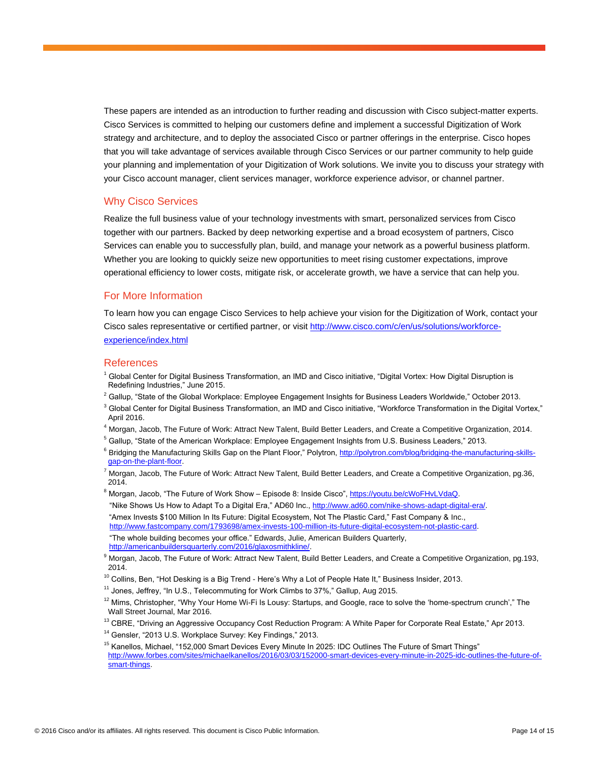These papers are intended as an introduction to further reading and discussion with Cisco subject-matter experts. Cisco Services is committed to helping our customers define and implement a successful Digitization of Work strategy and architecture, and to deploy the associated Cisco or partner offerings in the enterprise. Cisco hopes that you will take advantage of services available through Cisco Services or our partner community to help guide your planning and implementation of your Digitization of Work solutions. We invite you to discuss your strategy with your Cisco account manager, client services manager, workforce experience advisor, or channel partner.

## Why Cisco Services

Realize the full business value of your technology investments with smart, personalized services from Cisco together with our partners. Backed by deep networking expertise and a broad ecosystem of partners, Cisco Services can enable you to successfully plan, build, and manage your network as a powerful business platform. Whether you are looking to quickly seize new opportunities to meet rising customer expectations, improve operational efficiency to lower costs, mitigate risk, or accelerate growth, we have a service that can help you.

## For More Information

To learn how you can engage Cisco Services to help achieve your vision for the Digitization of Work, contact your Cisco sales representative or certified partner, or visit http://www.cisco.com/c/en/us/solutions/workforce-experience/index.html

## References

[1] Global Center for Digital Business Transformation, an IMD and Cisco initiative, "Digital Vortex: How Digital Disruption is Redefining Industries," June 2015.

[2] Gallup, "State of the Global Workplace: Employee Engagement Insights for Business Leaders Worldwide," October 2013.

[3] Global Center for Digital Business Transformation, an IMD and Cisco initiative, "Workforce Transformation in the Digital Vortex," April 2016.

[4] Morgan, Jacob, The Future of Work: Attract New Talent, Build Better Leaders, and Create a Competitive Organization, 2014.

[5] Gallup, "State of the American Workplace: Employee Engagement Insights from U.S. Business Leaders," 2013.

[6] Bridging the Manufacturing Skills Gap on the Plant Floor," Polytron, http://polytron.com/blog/bridging-the-manufacturing-skills-gap-on-the-plant-floor.

[7] Morgan, Jacob, The Future of Work: Attract New Talent, Build Better Leaders, and Create a Competitive Organization, pg.36, 2014.

[8] Morgan, Jacob, "The Future of Work Show – Episode 8: Inside Cisco", https://youtu.be/cWoFHvLVdaQ.
"Nike Shows Us How to Adapt To a Digital Era," AD60 Inc., http://www.ad60.com/nike-shows-adapt-digital-era/.
"Amex Invests $100 Million In Its Future: Digital Ecosystem, Not The Plastic Card," Fast Company & Inc., http://www.fastcompany.com/1793698/amex-invests-100-million-its-future-digital-ecosystem-not-plastic-card.
"The whole building becomes your office." Edwards, Julie, American Builders Quarterly, http://americanbuildersquarterly.com/2016/glaxosmithkline/.

[9] Morgan, Jacob, The Future of Work: Attract New Talent, Build Better Leaders, and Create a Competitive Organization, pg.193, 2014.

[10] Collins, Ben, "Hot Desking is a Big Trend - Here's Why a Lot of People Hate It," Business Insider, 2013.

[11] Jones, Jeffrey, "In U.S., Telecommuting for Work Climbs to 37%," Gallup, Aug 2015.

[12] Mims, Christopher, "Why Your Home Wi-Fi Is Lousy: Startups, and Google, race to solve the 'home-spectrum crunch'," The Wall Street Journal, Mar 2016.

[13] CBRE, "Driving an Aggressive Occupancy Cost Reduction Program: A White Paper for Corporate Real Estate," Apr 2013.

[14] Gensler, "2013 U.S. Workplace Survey: Key Findings," 2013.

[15] Kanellos, Michael, "152,000 Smart Devices Every Minute In 2025: IDC Outlines The Future of Smart Things" http://www.forbes.com/sites/michaelkanellos/2016/03/03/152000-smart-devices-every-minute-in-2025-idc-outlines-the-future-of-smart-things.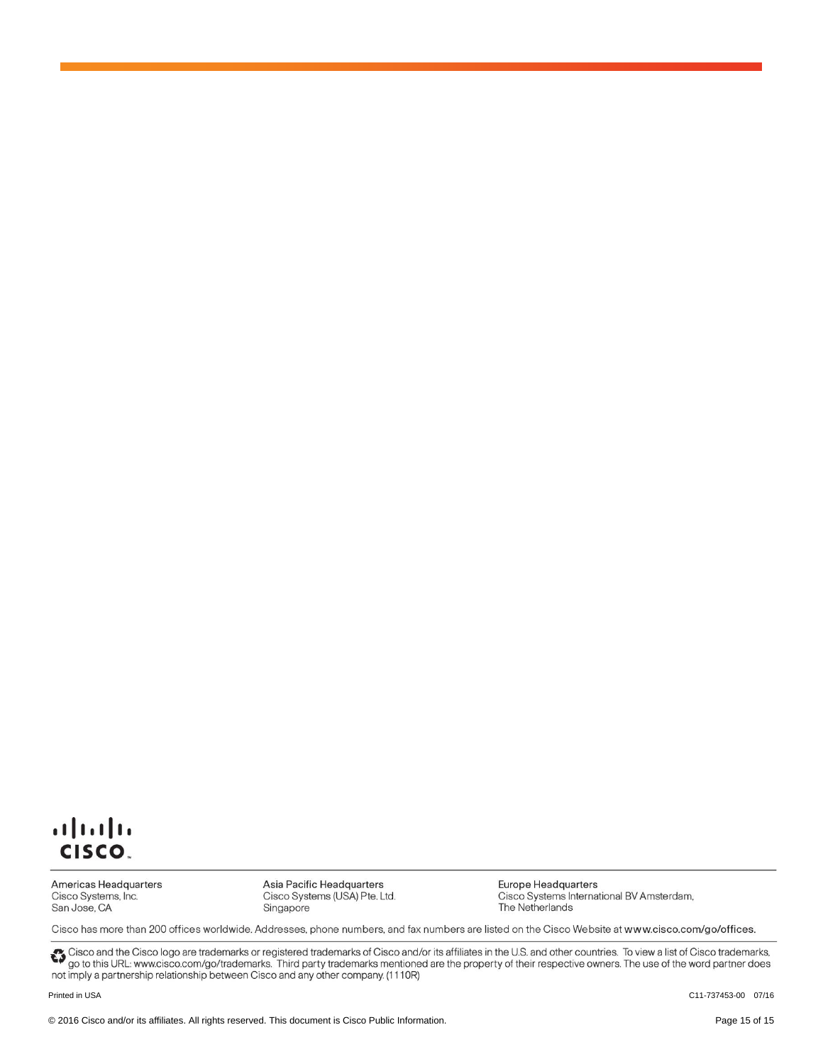Americas Headquarters
Cisco Systems, Inc.
San Jose, CA

Asia Pacific Headquarters
Cisco Systems (USA) Pte. Ltd.
Singapore

Europe Headquarters
Cisco Systems International BV Amsterdam,
The Netherlands

Cisco has more than 200 offices worldwide. Addresses, phone numbers, and fax numbers are listed on the Cisco Website at **www.cisco.com/go/offices.**

Cisco and the Cisco logo are trademarks or registered trademarks of Cisco and/or its affiliates in the U.S. and other countries. To view a list of Cisco trademarks, go to this URL: www.cisco.com/go/trademarks. Third party trademarks mentioned are the property of their respective owners. The use of the word partner does not imply a partnership relationship between Cisco and any other company. (1110R)

Printed in USA C11-737453-00 07/16